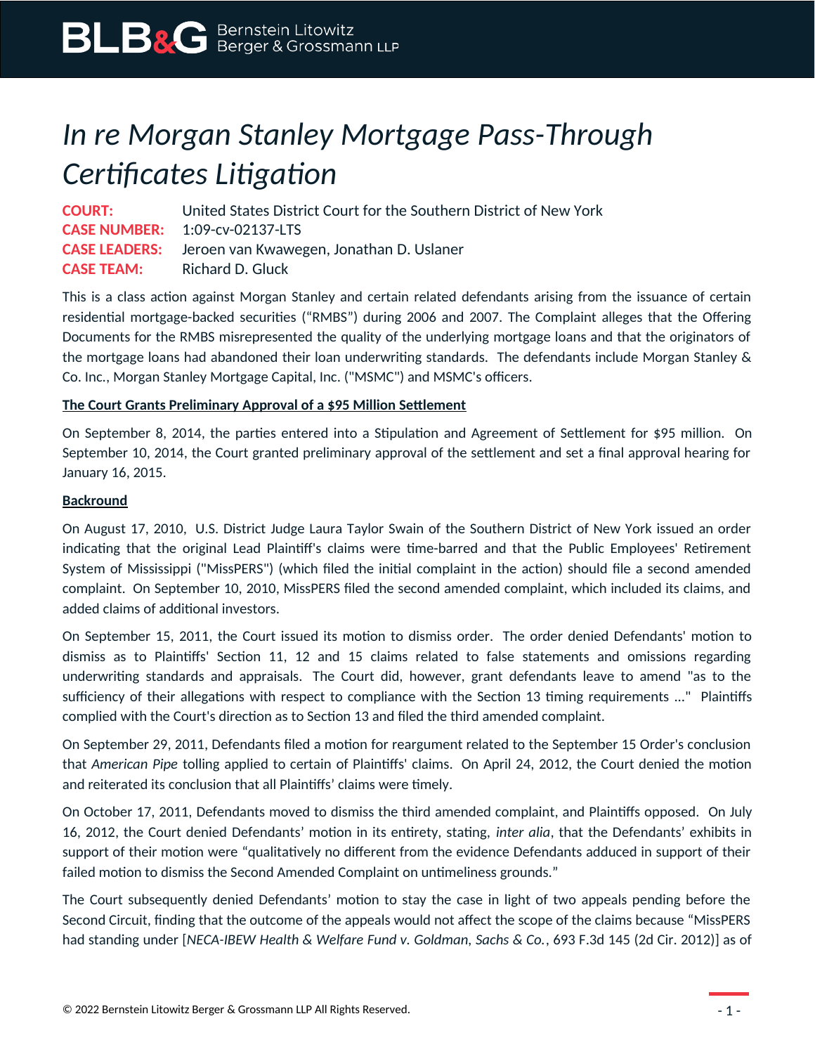# *In re Morgan Stanley Mortgage Pass-Through Certificates Litigation*

**COURT:** United States District Court for the Southern District of New York
**CASE NUMBER:** 1:09-cv-02137-LTS
**CASE LEADERS:** Jeroen van Kwawegen, Jonathan D. Uslaner
**CASE TEAM:** Richard D. Gluck

This is a class action against Morgan Stanley and certain related defendants arising from the issuance of certain residential mortgage-backed securities ("RMBS") during 2006 and 2007. The Complaint alleges that the Offering Documents for the RMBS misrepresented the quality of the underlying mortgage loans and that the originators of the mortgage loans had abandoned their loan underwriting standards. The defendants include Morgan Stanley & Co. Inc., Morgan Stanley Mortgage Capital, Inc. ("MSMC") and MSMC's officers.

**The Court Grants Preliminary Approval of a $95 Million Settlement**

On September 8, 2014, the parties entered into a Stipulation and Agreement of Settlement for $95 million. On September 10, 2014, the Court granted preliminary approval of the settlement and set a final approval hearing for January 16, 2015.

**Backround**

On August 17, 2010, U.S. District Judge Laura Taylor Swain of the Southern District of New York issued an order indicating that the original Lead Plaintiff's claims were time-barred and that the Public Employees' Retirement System of Mississippi ("MissPERS") (which filed the initial complaint in the action) should file a second amended complaint. On September 10, 2010, MissPERS filed the second amended complaint, which included its claims, and added claims of additional investors.

On September 15, 2011, the Court issued its motion to dismiss order. The order denied Defendants' motion to dismiss as to Plaintiffs' Section 11, 12 and 15 claims related to false statements and omissions regarding underwriting standards and appraisals. The Court did, however, grant defendants leave to amend "as to the sufficiency of their allegations with respect to compliance with the Section 13 timing requirements ..." Plaintiffs complied with the Court's direction as to Section 13 and filed the third amended complaint.

On September 29, 2011, Defendants filed a motion for reargument related to the September 15 Order's conclusion that *American Pipe* tolling applied to certain of Plaintiffs' claims. On April 24, 2012, the Court denied the motion and reiterated its conclusion that all Plaintiffs' claims were timely.

On October 17, 2011, Defendants moved to dismiss the third amended complaint, and Plaintiffs opposed. On July 16, 2012, the Court denied Defendants' motion in its entirety, stating, *inter alia*, that the Defendants' exhibits in support of their motion were "qualitatively no different from the evidence Defendants adduced in support of their failed motion to dismiss the Second Amended Complaint on untimeliness grounds."

The Court subsequently denied Defendants' motion to stay the case in light of two appeals pending before the Second Circuit, finding that the outcome of the appeals would not affect the scope of the claims because "MissPERS had standing under [*NECA-IBEW Health & Welfare Fund v. Goldman, Sachs & Co.*, 693 F.3d 145 (2d Cir. 2012)] as of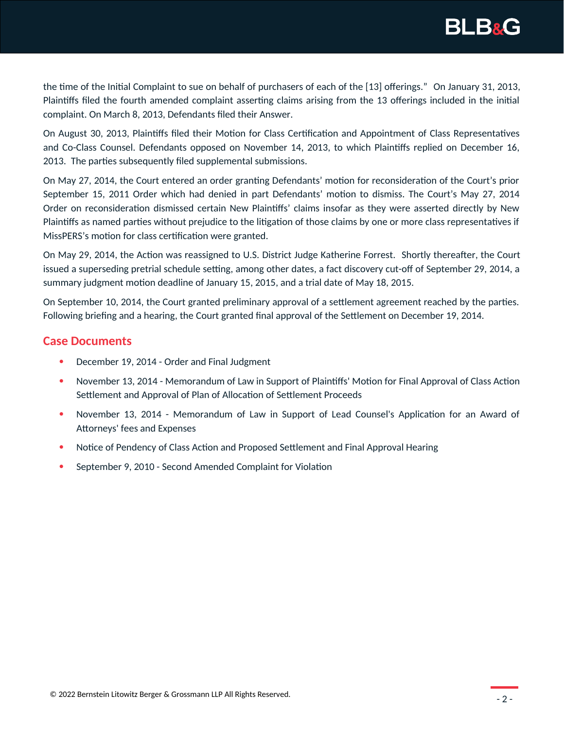the time of the Initial Complaint to sue on behalf of purchasers of each of the [13] offerings." On January 31, 2013, Plaintiffs filed the fourth amended complaint asserting claims arising from the 13 offerings included in the initial complaint. On March 8, 2013, Defendants filed their Answer.

On August 30, 2013, Plaintiffs filed their Motion for Class Certification and Appointment of Class Representatives and Co-Class Counsel. Defendants opposed on November 14, 2013, to which Plaintiffs replied on December 16, 2013. The parties subsequently filed supplemental submissions.

On May 27, 2014, the Court entered an order granting Defendants' motion for reconsideration of the Court's prior September 15, 2011 Order which had denied in part Defendants' motion to dismiss. The Court's May 27, 2014 Order on reconsideration dismissed certain New Plaintiffs' claims insofar as they were asserted directly by New Plaintiffs as named parties without prejudice to the litigation of those claims by one or more class representatives if MissPERS's motion for class certification were granted.

On May 29, 2014, the Action was reassigned to U.S. District Judge Katherine Forrest. Shortly thereafter, the Court issued a superseding pretrial schedule setting, among other dates, a fact discovery cut-off of September 29, 2014, a summary judgment motion deadline of January 15, 2015, and a trial date of May 18, 2015.

On September 10, 2014, the Court granted preliminary approval of a settlement agreement reached by the parties. Following briefing and a hearing, the Court granted final approval of the Settlement on December 19, 2014.

## Case Documents

- December 19, 2014 - Order and Final Judgment
- November 13, 2014 - Memorandum of Law in Support of Plaintiffs' Motion for Final Approval of Class Action Settlement and Approval of Plan of Allocation of Settlement Proceeds
- November 13, 2014 - Memorandum of Law in Support of Lead Counsel's Application for an Award of Attorneys' fees and Expenses
- Notice of Pendency of Class Action and Proposed Settlement and Final Approval Hearing
- September 9, 2010 - Second Amended Complaint for Violation

© 2022 Bernstein Litowitz Berger & Grossmann LLP All Rights Reserved.